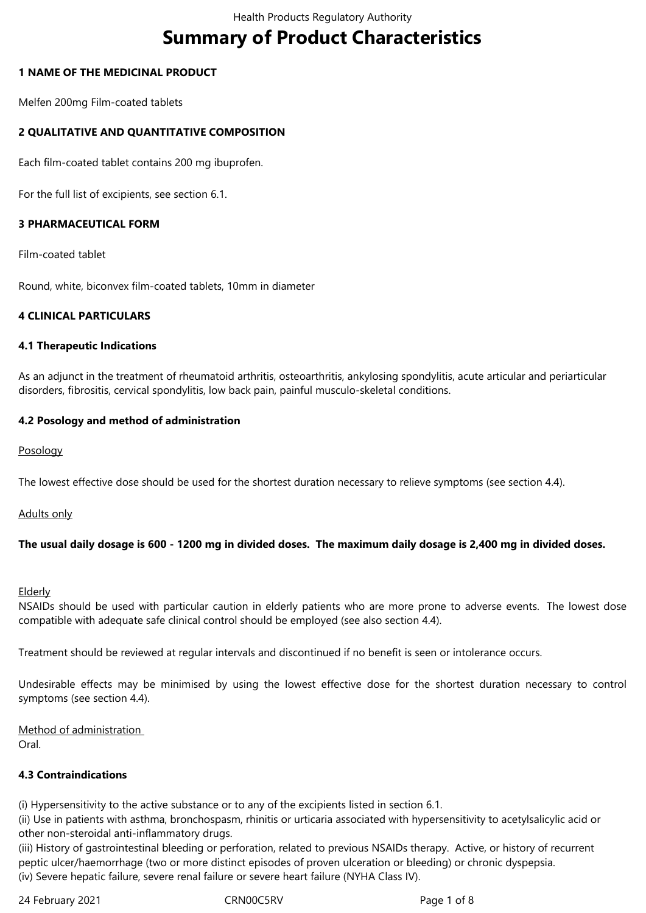# Summary of Product Characteristics

## 1 NAME OF THE MEDICINAL PRODUCT

Melfen 200mg Film-coated tablets

## 2 QUALITATIVE AND QUANTITATIVE COMPOSITION

Each film-coated tablet contains 200 mg ibuprofen.

For the full list of excipients, see section 6.1.

## 3 PHARMACEUTICAL FORM

Film-coated tablet

Round, white, biconvex film-coated tablets, 10mm in diameter

## 4 CLINICAL PARTICULARS

### 4.1 Therapeutic Indications

As an adjunct in the treatment of rheumatoid arthritis, osteoarthritis, ankylosing spondylitis, acute articular and periarticular disorders, fibrositis, cervical spondylitis, low back pain, painful musculo-skeletal conditions.

### 4.2 Posology and method of administration

Posology

The lowest effective dose should be used for the shortest duration necessary to relieve symptoms (see section 4.4).

Adults only

**The usual daily dosage is 600 - 1200 mg in divided doses. The maximum daily dosage is 2,400 mg in divided doses.**

Elderly
NSAIDs should be used with particular caution in elderly patients who are more prone to adverse events. The lowest dose compatible with adequate safe clinical control should be employed (see also section 4.4).

Treatment should be reviewed at regular intervals and discontinued if no benefit is seen or intolerance occurs.

Undesirable effects may be minimised by using the lowest effective dose for the shortest duration necessary to control symptoms (see section 4.4).

Method of administration
Oral.

### 4.3 Contraindications

(i) Hypersensitivity to the active substance or to any of the excipients listed in section 6.1.
(ii) Use in patients with asthma, bronchospasm, rhinitis or urticaria associated with hypersensitivity to acetylsalicylic acid or other non-steroidal anti-inflammatory drugs.
(iii) History of gastrointestinal bleeding or perforation, related to previous NSAIDs therapy. Active, or history of recurrent peptic ulcer/haemorrhage (two or more distinct episodes of proven ulceration or bleeding) or chronic dyspepsia.
(iv) Severe hepatic failure, severe renal failure or severe heart failure (NYHA Class IV).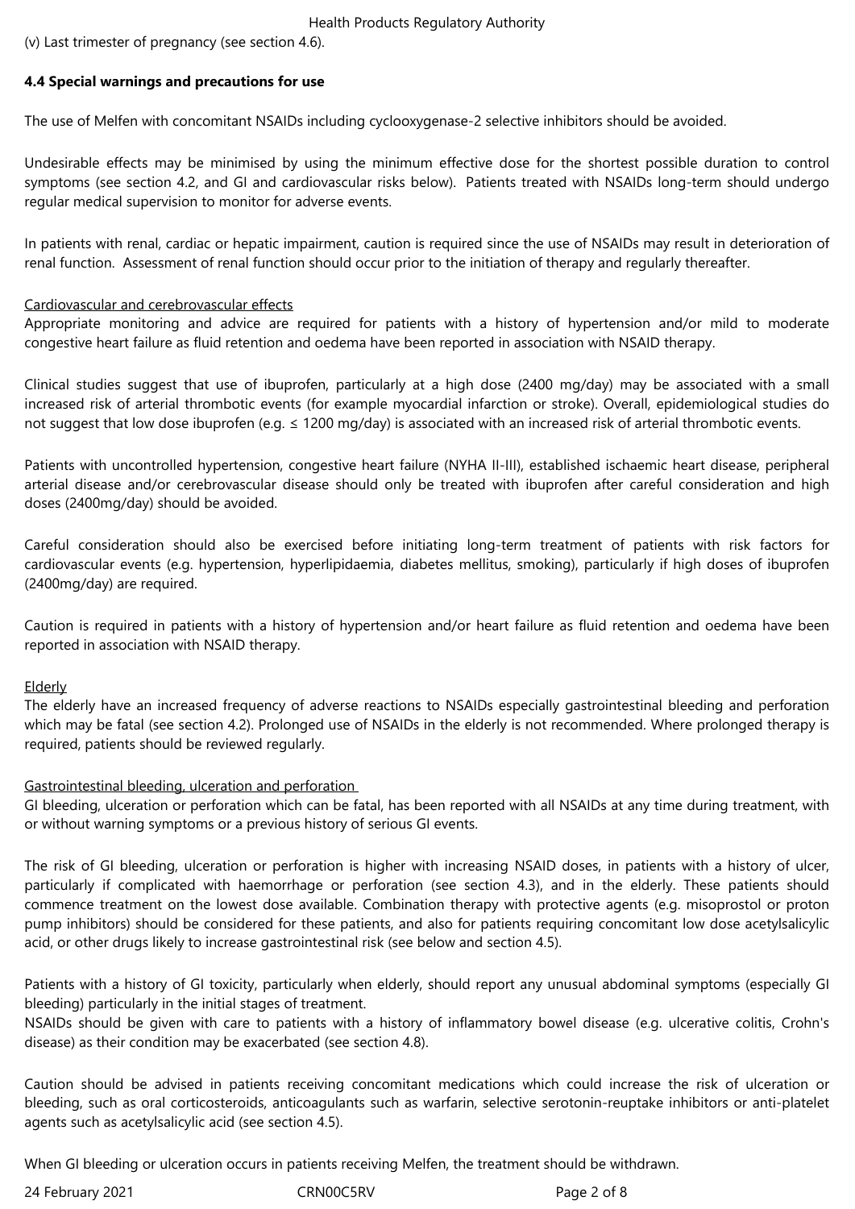(v) Last trimester of pregnancy (see section 4.6).

**4.4 Special warnings and precautions for use**

The use of Melfen with concomitant NSAIDs including cyclooxygenase-2 selective inhibitors should be avoided.

Undesirable effects may be minimised by using the minimum effective dose for the shortest possible duration to control symptoms (see section 4.2, and GI and cardiovascular risks below). Patients treated with NSAIDs long-term should undergo regular medical supervision to monitor for adverse events.

In patients with renal, cardiac or hepatic impairment, caution is required since the use of NSAIDs may result in deterioration of renal function. Assessment of renal function should occur prior to the initiation of therapy and regularly thereafter.

Cardiovascular and cerebrovascular effects

Appropriate monitoring and advice are required for patients with a history of hypertension and/or mild to moderate congestive heart failure as fluid retention and oedema have been reported in association with NSAID therapy.

Clinical studies suggest that use of ibuprofen, particularly at a high dose (2400 mg/day) may be associated with a small increased risk of arterial thrombotic events (for example myocardial infarction or stroke). Overall, epidemiological studies do not suggest that low dose ibuprofen (e.g. ≤ 1200 mg/day) is associated with an increased risk of arterial thrombotic events.

Patients with uncontrolled hypertension, congestive heart failure (NYHA II-III), established ischaemic heart disease, peripheral arterial disease and/or cerebrovascular disease should only be treated with ibuprofen after careful consideration and high doses (2400mg/day) should be avoided.

Careful consideration should also be exercised before initiating long-term treatment of patients with risk factors for cardiovascular events (e.g. hypertension, hyperlipidaemia, diabetes mellitus, smoking), particularly if high doses of ibuprofen (2400mg/day) are required.

Caution is required in patients with a history of hypertension and/or heart failure as fluid retention and oedema have been reported in association with NSAID therapy.

Elderly

The elderly have an increased frequency of adverse reactions to NSAIDs especially gastrointestinal bleeding and perforation which may be fatal (see section 4.2). Prolonged use of NSAIDs in the elderly is not recommended. Where prolonged therapy is required, patients should be reviewed regularly.

Gastrointestinal bleeding, ulceration and perforation

GI bleeding, ulceration or perforation which can be fatal, has been reported with all NSAIDs at any time during treatment, with or without warning symptoms or a previous history of serious GI events.

The risk of GI bleeding, ulceration or perforation is higher with increasing NSAID doses, in patients with a history of ulcer, particularly if complicated with haemorrhage or perforation (see section 4.3), and in the elderly. These patients should commence treatment on the lowest dose available. Combination therapy with protective agents (e.g. misoprostol or proton pump inhibitors) should be considered for these patients, and also for patients requiring concomitant low dose acetylsalicylic acid, or other drugs likely to increase gastrointestinal risk (see below and section 4.5).

Patients with a history of GI toxicity, particularly when elderly, should report any unusual abdominal symptoms (especially GI bleeding) particularly in the initial stages of treatment.
NSAIDs should be given with care to patients with a history of inflammatory bowel disease (e.g. ulcerative colitis, Crohn's disease) as their condition may be exacerbated (see section 4.8).

Caution should be advised in patients receiving concomitant medications which could increase the risk of ulceration or bleeding, such as oral corticosteroids, anticoagulants such as warfarin, selective serotonin-reuptake inhibitors or anti-platelet agents such as acetylsalicylic acid (see section 4.5).

When GI bleeding or ulceration occurs in patients receiving Melfen, the treatment should be withdrawn.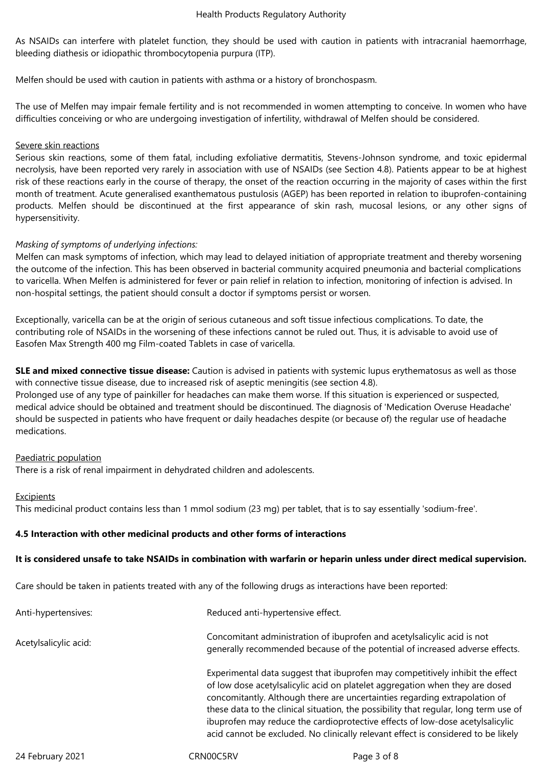As NSAIDs can interfere with platelet function, they should be used with caution in patients with intracranial haemorrhage, bleeding diathesis or idiopathic thrombocytopenia purpura (ITP).

Melfen should be used with caution in patients with asthma or a history of bronchospasm.

The use of Melfen may impair female fertility and is not recommended in women attempting to conceive. In women who have difficulties conceiving or who are undergoing investigation of infertility, withdrawal of Melfen should be considered.

Severe skin reactions

Serious skin reactions, some of them fatal, including exfoliative dermatitis, Stevens-Johnson syndrome, and toxic epidermal necrolysis, have been reported very rarely in association with use of NSAIDs (see Section 4.8). Patients appear to be at highest risk of these reactions early in the course of therapy, the onset of the reaction occurring in the majority of cases within the first month of treatment. Acute generalised exanthematous pustulosis (AGEP) has been reported in relation to ibuprofen-containing products. Melfen should be discontinued at the first appearance of skin rash, mucosal lesions, or any other signs of hypersensitivity.

*Masking of symptoms of underlying infections:*

Melfen can mask symptoms of infection, which may lead to delayed initiation of appropriate treatment and thereby worsening the outcome of the infection. This has been observed in bacterial community acquired pneumonia and bacterial complications to varicella. When Melfen is administered for fever or pain relief in relation to infection, monitoring of infection is advised. In non-hospital settings, the patient should consult a doctor if symptoms persist or worsen.

Exceptionally, varicella can be at the origin of serious cutaneous and soft tissue infectious complications. To date, the contributing role of NSAIDs in the worsening of these infections cannot be ruled out. Thus, it is advisable to avoid use of Easofen Max Strength 400 mg Film-coated Tablets in case of varicella.

**SLE and mixed connective tissue disease:** Caution is advised in patients with systemic lupus erythematosus as well as those with connective tissue disease, due to increased risk of aseptic meningitis (see section 4.8).
Prolonged use of any type of painkiller for headaches can make them worse. If this situation is experienced or suspected, medical advice should be obtained and treatment should be discontinued. The diagnosis of 'Medication Overuse Headache' should be suspected in patients who have frequent or daily headaches despite (or because of) the regular use of headache medications.

Paediatric population

There is a risk of renal impairment in dehydrated children and adolescents.

Excipients

This medicinal product contains less than 1 mmol sodium (23 mg) per tablet, that is to say essentially 'sodium-free'.

### 4.5 Interaction with other medicinal products and other forms of interactions

**It is considered unsafe to take NSAIDs in combination with warfarin or heparin unless under direct medical supervision.**

Care should be taken in patients treated with any of the following drugs as interactions have been reported:

| | |
|---|---|
| Anti-hypertensives: | Reduced anti-hypertensive effect. |
| Acetylsalicylic acid: | Concomitant administration of ibuprofen and acetylsalicylic acid is not generally recommended because of the potential of increased adverse effects.<br><br>Experimental data suggest that ibuprofen may competitively inhibit the effect of low dose acetylsalicylic acid on platelet aggregation when they are dosed concomitantly. Although there are uncertainties regarding extrapolation of these data to the clinical situation, the possibility that regular, long term use of ibuprofen may reduce the cardioprotective effects of low-dose acetylsalicylic acid cannot be excluded. No clinically relevant effect is considered to be likely |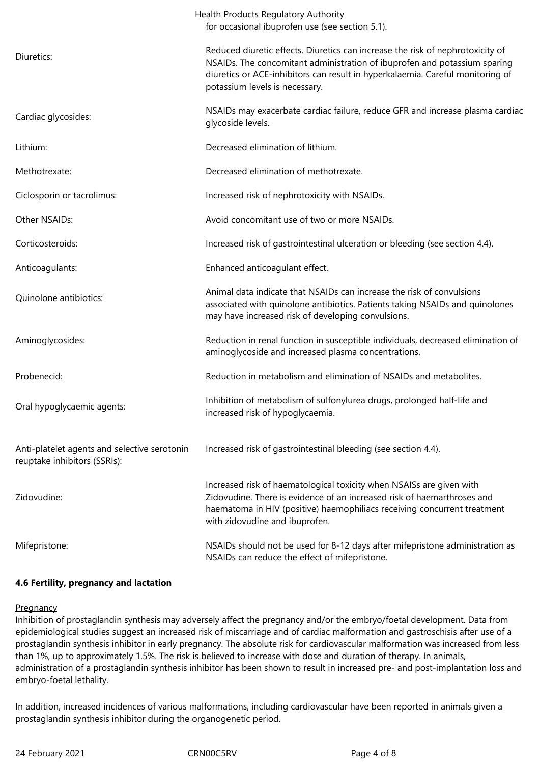for occasional ibuprofen use (see section 5.1).

| | |
|---|---|
| Diuretics: | Reduced diuretic effects. Diuretics can increase the risk of nephrotoxicity of NSAIDs. The concomitant administration of ibuprofen and potassium sparing diuretics or ACE-inhibitors can result in hyperkalaemia. Careful monitoring of potassium levels is necessary. |
| Cardiac glycosides: | NSAIDs may exacerbate cardiac failure, reduce GFR and increase plasma cardiac glycoside levels. |
| Lithium: | Decreased elimination of lithium. |
| Methotrexate: | Decreased elimination of methotrexate. |
| Ciclosporin or tacrolimus: | Increased risk of nephrotoxicity with NSAIDs. |
| Other NSAIDs: | Avoid concomitant use of two or more NSAIDs. |
| Corticosteroids: | Increased risk of gastrointestinal ulceration or bleeding (see section 4.4). |
| Anticoagulants: | Enhanced anticoagulant effect. |
| Quinolone antibiotics: | Animal data indicate that NSAIDs can increase the risk of convulsions associated with quinolone antibiotics. Patients taking NSAIDs and quinolones may have increased risk of developing convulsions. |
| Aminoglycosides: | Reduction in renal function in susceptible individuals, decreased elimination of aminoglycoside and increased plasma concentrations. |
| Probenecid: | Reduction in metabolism and elimination of NSAIDs and metabolites. |
| Oral hypoglycaemic agents: | Inhibition of metabolism of sulfonylurea drugs, prolonged half-life and increased risk of hypoglycaemia. |
| Anti-platelet agents and selective serotonin reuptake inhibitors (SSRIs): | Increased risk of gastrointestinal bleeding (see section 4.4). |
| Zidovudine: | Increased risk of haematological toxicity when NSAISs are given with Zidovudine. There is evidence of an increased risk of haemarthroses and haematoma in HIV (positive) haemophiliacs receiving concurrent treatment with zidovudine and ibuprofen. |
| Mifepristone: | NSAIDs should not be used for 8-12 days after mifepristone administration as NSAIDs can reduce the effect of mifepristone. |

**4.6 Fertility, pregnancy and lactation**

Pregnancy

Inhibition of prostaglandin synthesis may adversely affect the pregnancy and/or the embryo/foetal development. Data from epidemiological studies suggest an increased risk of miscarriage and of cardiac malformation and gastroschisis after use of a prostaglandin synthesis inhibitor in early pregnancy. The absolute risk for cardiovascular malformation was increased from less than 1%, up to approximately 1.5%. The risk is believed to increase with dose and duration of therapy. In animals, administration of a prostaglandin synthesis inhibitor has been shown to result in increased pre- and post-implantation loss and embryo-foetal lethality.

In addition, increased incidences of various malformations, including cardiovascular have been reported in animals given a prostaglandin synthesis inhibitor during the organogenetic period.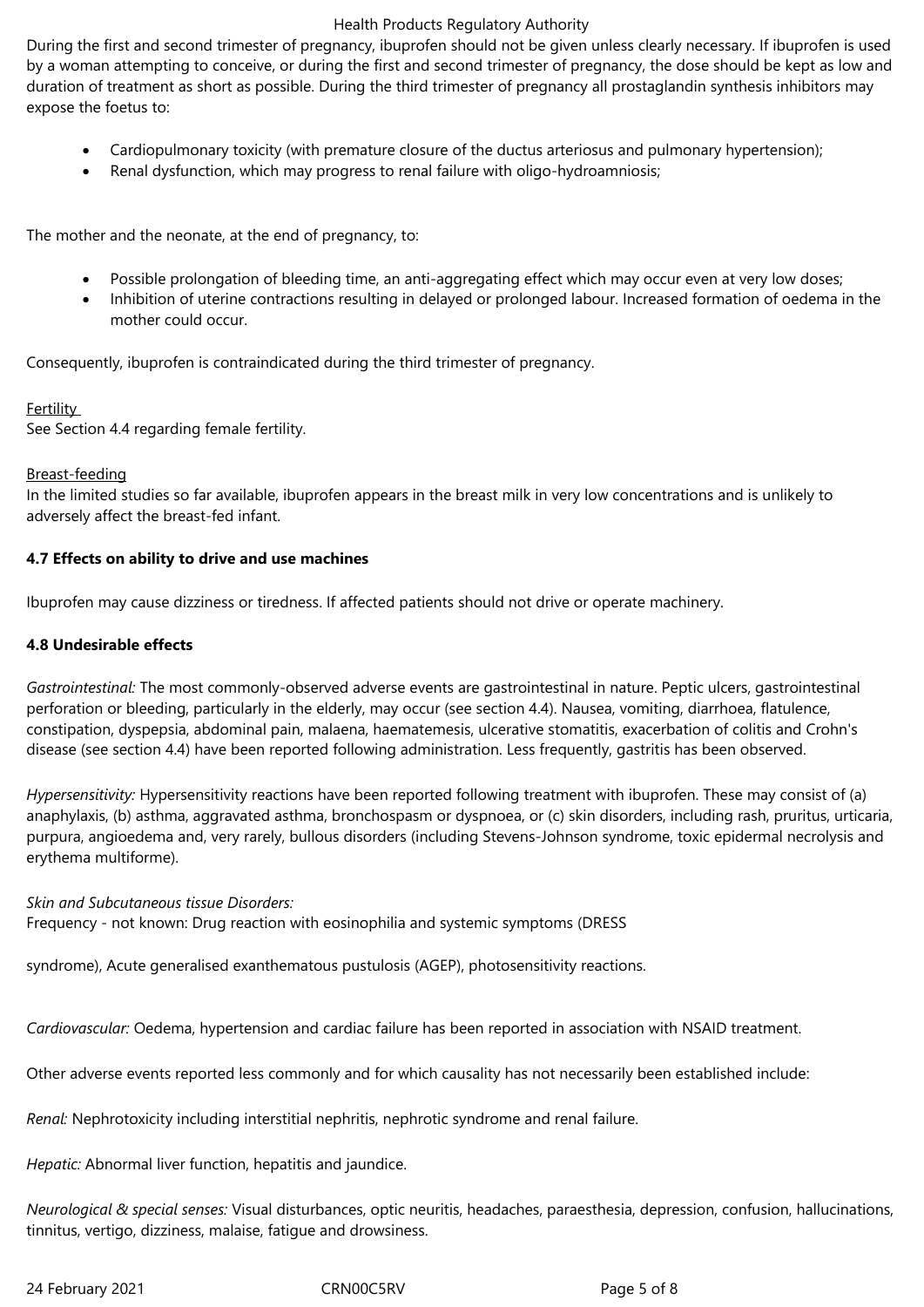During the first and second trimester of pregnancy, ibuprofen should not be given unless clearly necessary. If ibuprofen is used by a woman attempting to conceive, or during the first and second trimester of pregnancy, the dose should be kept as low and duration of treatment as short as possible. During the third trimester of pregnancy all prostaglandin synthesis inhibitors may expose the foetus to:

- Cardiopulmonary toxicity (with premature closure of the ductus arteriosus and pulmonary hypertension);
- Renal dysfunction, which may progress to renal failure with oligo-hydroamniosis;

The mother and the neonate, at the end of pregnancy, to:

- Possible prolongation of bleeding time, an anti-aggregating effect which may occur even at very low doses;
- Inhibition of uterine contractions resulting in delayed or prolonged labour. Increased formation of oedema in the mother could occur.

Consequently, ibuprofen is contraindicated during the third trimester of pregnancy.

Fertility

See Section 4.4 regarding female fertility.

Breast-feeding

In the limited studies so far available, ibuprofen appears in the breast milk in very low concentrations and is unlikely to adversely affect the breast-fed infant.

**4.7 Effects on ability to drive and use machines**

Ibuprofen may cause dizziness or tiredness. If affected patients should not drive or operate machinery.

**4.8 Undesirable effects**

*Gastrointestinal:* The most commonly-observed adverse events are gastrointestinal in nature. Peptic ulcers, gastrointestinal perforation or bleeding, particularly in the elderly, may occur (see section 4.4). Nausea, vomiting, diarrhoea, flatulence, constipation, dyspepsia, abdominal pain, malaena, haematemesis, ulcerative stomatitis, exacerbation of colitis and Crohn's disease (see section 4.4) have been reported following administration. Less frequently, gastritis has been observed.

*Hypersensitivity:* Hypersensitivity reactions have been reported following treatment with ibuprofen. These may consist of (a) anaphylaxis, (b) asthma, aggravated asthma, bronchospasm or dyspnoea, or (c) skin disorders, including rash, pruritus, urticaria, purpura, angioedema and, very rarely, bullous disorders (including Stevens-Johnson syndrome, toxic epidermal necrolysis and erythema multiforme).

*Skin and Subcutaneous tissue Disorders:*

Frequency - not known: Drug reaction with eosinophilia and systemic symptoms (DRESS syndrome), Acute generalised exanthematous pustulosis (AGEP), photosensitivity reactions.

*Cardiovascular:* Oedema, hypertension and cardiac failure has been reported in association with NSAID treatment.

Other adverse events reported less commonly and for which causality has not necessarily been established include:

*Renal:* Nephrotoxicity including interstitial nephritis, nephrotic syndrome and renal failure.

*Hepatic:* Abnormal liver function, hepatitis and jaundice.

*Neurological & special senses:* Visual disturbances, optic neuritis, headaches, paraesthesia, depression, confusion, hallucinations, tinnitus, vertigo, dizziness, malaise, fatigue and drowsiness.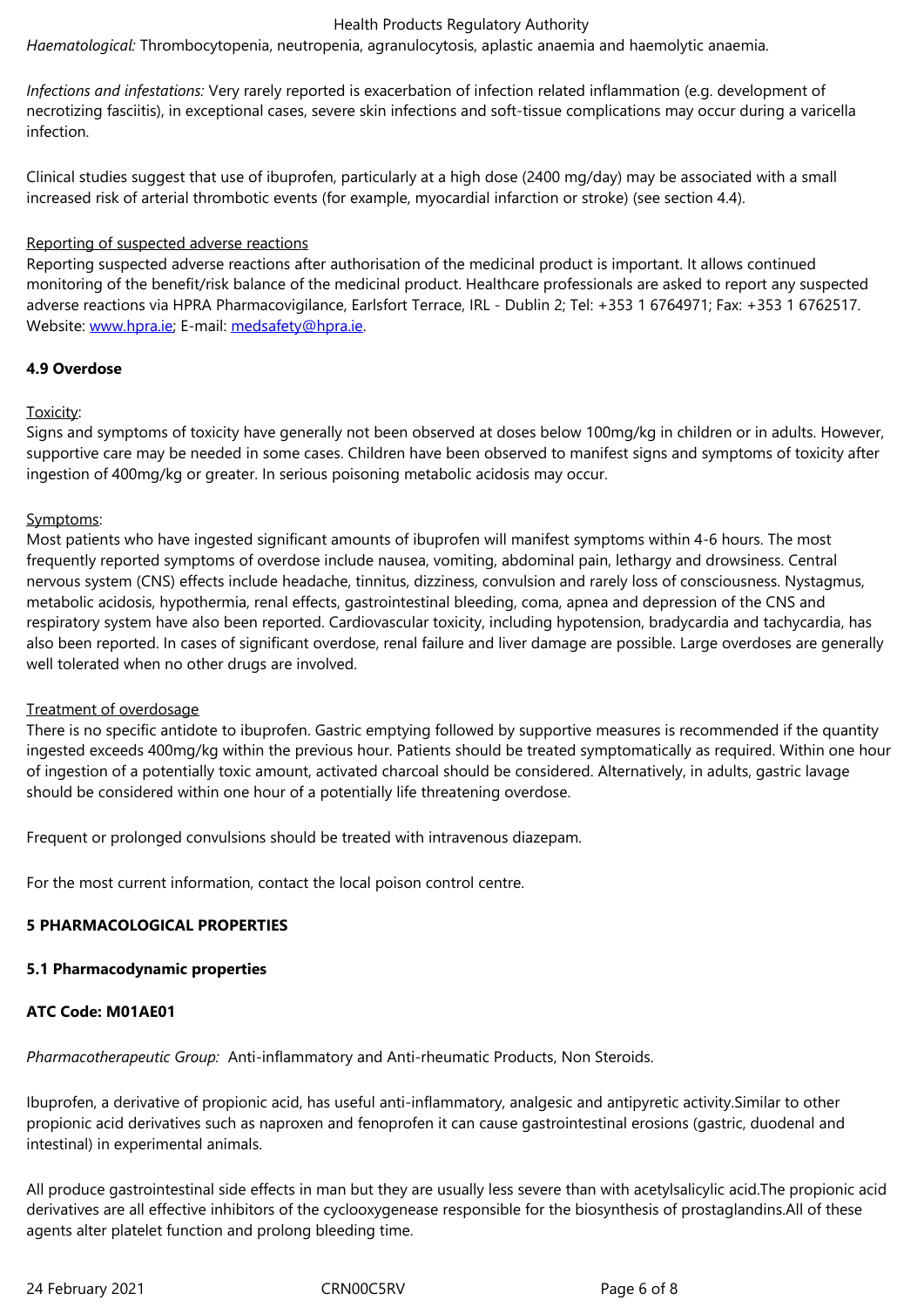*Haematological:* Thrombocytopenia, neutropenia, agranulocytosis, aplastic anaemia and haemolytic anaemia.

*Infections and infestations:* Very rarely reported is exacerbation of infection related inflammation (e.g. development of necrotizing fasciitis), in exceptional cases, severe skin infections and soft-tissue complications may occur during a varicella infection.

Clinical studies suggest that use of ibuprofen, particularly at a high dose (2400 mg/day) may be associated with a small increased risk of arterial thrombotic events (for example, myocardial infarction or stroke) (see section 4.4).

Reporting of suspected adverse reactions

Reporting suspected adverse reactions after authorisation of the medicinal product is important. It allows continued monitoring of the benefit/risk balance of the medicinal product. Healthcare professionals are asked to report any suspected adverse reactions via HPRA Pharmacovigilance, Earlsfort Terrace, IRL - Dublin 2; Tel: +353 1 6764971; Fax: +353 1 6762517. Website: www.hpra.ie; E-mail: medsafety@hpra.ie.

**4.9 Overdose**

Toxicity:

Signs and symptoms of toxicity have generally not been observed at doses below 100mg/kg in children or in adults. However, supportive care may be needed in some cases. Children have been observed to manifest signs and symptoms of toxicity after ingestion of 400mg/kg or greater. In serious poisoning metabolic acidosis may occur.

Symptoms:

Most patients who have ingested significant amounts of ibuprofen will manifest symptoms within 4-6 hours. The most frequently reported symptoms of overdose include nausea, vomiting, abdominal pain, lethargy and drowsiness. Central nervous system (CNS) effects include headache, tinnitus, dizziness, convulsion and rarely loss of consciousness. Nystagmus, metabolic acidosis, hypothermia, renal effects, gastrointestinal bleeding, coma, apnea and depression of the CNS and respiratory system have also been reported. Cardiovascular toxicity, including hypotension, bradycardia and tachycardia, has also been reported. In cases of significant overdose, renal failure and liver damage are possible. Large overdoses are generally well tolerated when no other drugs are involved.

Treatment of overdosage

There is no specific antidote to ibuprofen. Gastric emptying followed by supportive measures is recommended if the quantity ingested exceeds 400mg/kg within the previous hour. Patients should be treated symptomatically as required. Within one hour of ingestion of a potentially toxic amount, activated charcoal should be considered. Alternatively, in adults, gastric lavage should be considered within one hour of a potentially life threatening overdose.

Frequent or prolonged convulsions should be treated with intravenous diazepam.

For the most current information, contact the local poison control centre.

**5 PHARMACOLOGICAL PROPERTIES**

**5.1 Pharmacodynamic properties**

**ATC Code: M01AE01**

*Pharmacotherapeutic Group:* Anti-inflammatory and Anti-rheumatic Products, Non Steroids.

Ibuprofen, a derivative of propionic acid, has useful anti-inflammatory, analgesic and antipyretic activity.Similar to other propionic acid derivatives such as naproxen and fenoprofen it can cause gastrointestinal erosions (gastric, duodenal and intestinal) in experimental animals.

All produce gastrointestinal side effects in man but they are usually less severe than with acetylsalicylic acid.The propionic acid derivatives are all effective inhibitors of the cyclooxygenease responsible for the biosynthesis of prostaglandins.All of these agents alter platelet function and prolong bleeding time.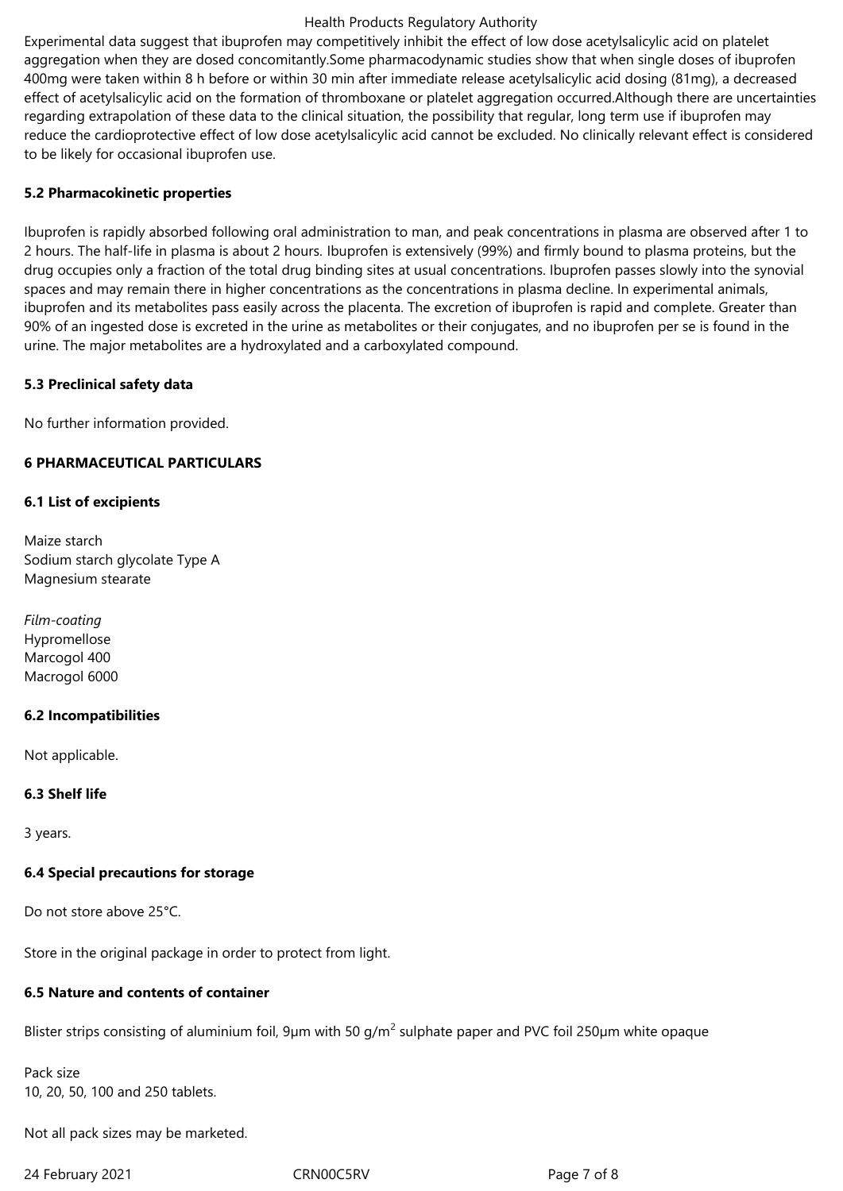Experimental data suggest that ibuprofen may competitively inhibit the effect of low dose acetylsalicylic acid on platelet aggregation when they are dosed concomitantly.Some pharmacodynamic studies show that when single doses of ibuprofen 400mg were taken within 8 h before or within 30 min after immediate release acetylsalicylic acid dosing (81mg), a decreased effect of acetylsalicylic acid on the formation of thromboxane or platelet aggregation occurred.Although there are uncertainties regarding extrapolation of these data to the clinical situation, the possibility that regular, long term use if ibuprofen may reduce the cardioprotective effect of low dose acetylsalicylic acid cannot be excluded. No clinically relevant effect is considered to be likely for occasional ibuprofen use.

### 5.2 Pharmacokinetic properties

Ibuprofen is rapidly absorbed following oral administration to man, and peak concentrations in plasma are observed after 1 to 2 hours. The half-life in plasma is about 2 hours. Ibuprofen is extensively (99%) and firmly bound to plasma proteins, but the drug occupies only a fraction of the total drug binding sites at usual concentrations. Ibuprofen passes slowly into the synovial spaces and may remain there in higher concentrations as the concentrations in plasma decline. In experimental animals, ibuprofen and its metabolites pass easily across the placenta. The excretion of ibuprofen is rapid and complete. Greater than 90% of an ingested dose is excreted in the urine as metabolites or their conjugates, and no ibuprofen per se is found in the urine. The major metabolites are a hydroxylated and a carboxylated compound.

### 5.3 Preclinical safety data

No further information provided.

## 6 PHARMACEUTICAL PARTICULARS

### 6.1 List of excipients

Maize starch
Sodium starch glycolate Type A
Magnesium stearate

*Film-coating*
Hypromellose
Marcogol 400
Macrogol 6000

### 6.2 Incompatibilities

Not applicable.

### 6.3 Shelf life

3 years.

### 6.4 Special precautions for storage

Do not store above 25°C.

Store in the original package in order to protect from light.

### 6.5 Nature and contents of container

Blister strips consisting of aluminium foil, 9µm with 50 g/m$^2$ sulphate paper and PVC foil 250µm white opaque

Pack size
10, 20, 50, 100 and 250 tablets.

Not all pack sizes may be marketed.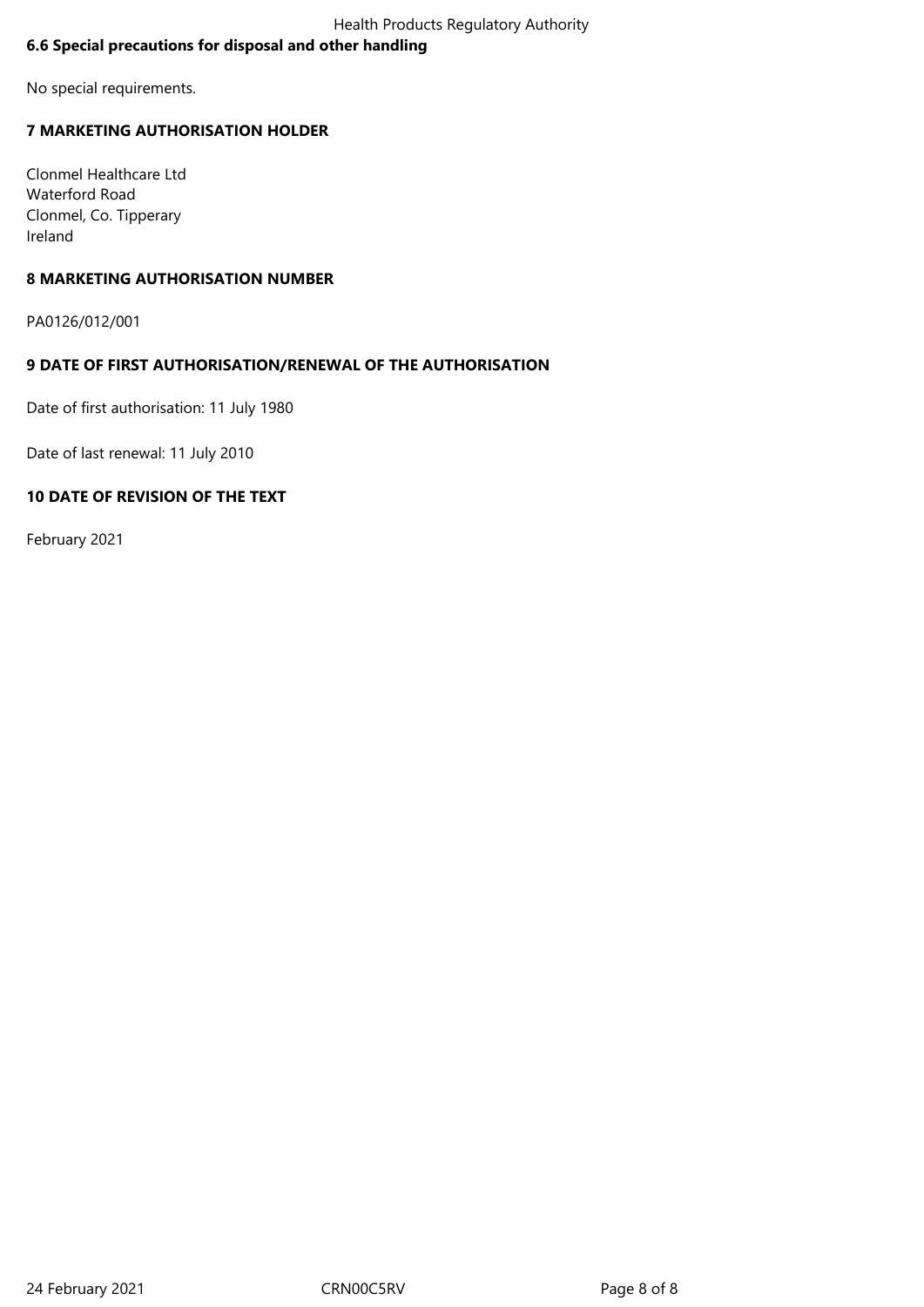**6.6 Special precautions for disposal and other handling**

No special requirements.

**7 MARKETING AUTHORISATION HOLDER**

Clonmel Healthcare Ltd
Waterford Road
Clonmel, Co. Tipperary
Ireland

**8 MARKETING AUTHORISATION NUMBER**

PA0126/012/001

**9 DATE OF FIRST AUTHORISATION/RENEWAL OF THE AUTHORISATION**

Date of first authorisation: 11 July 1980

Date of last renewal: 11 July 2010

**10 DATE OF REVISION OF THE TEXT**

February 2021